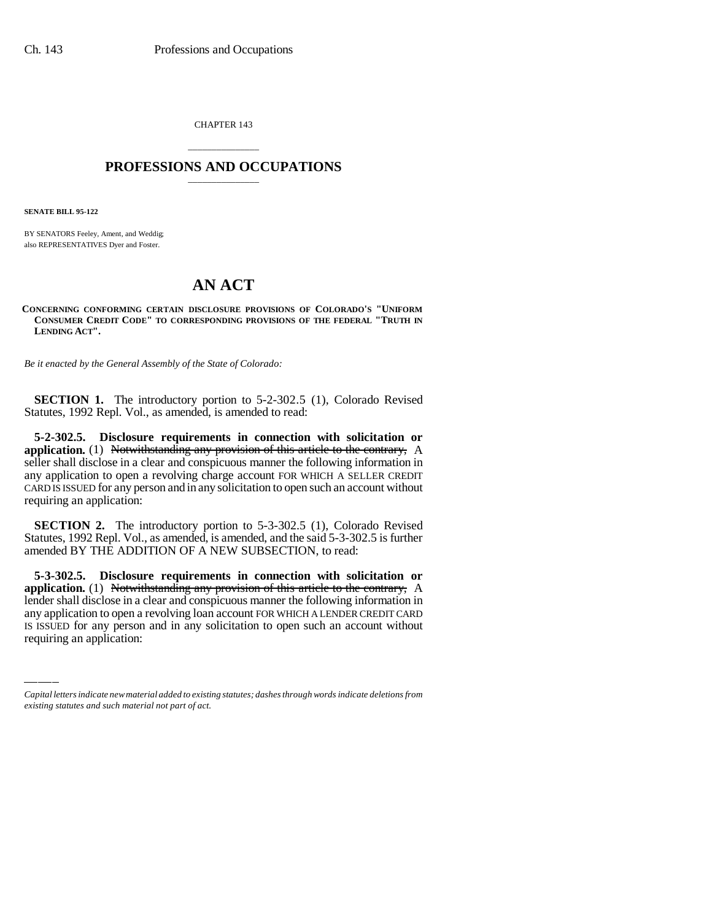CHAPTER 143

## PROFESSIONS AND OCCUPATIONS

**SENATE BILL 95-122**

BY SENATORS Feeley, Ament, and Weddig;
also REPRESENTATIVES Dyer and Foster.

# AN ACT

**CONCERNING CONFORMING CERTAIN DISCLOSURE PROVISIONS OF COLORADO'S "UNIFORM CONSUMER CREDIT CODE" TO CORRESPONDING PROVISIONS OF THE FEDERAL "TRUTH IN LENDING ACT".**

*Be it enacted by the General Assembly of the State of Colorado:*

**SECTION 1.** The introductory portion to 5-2-302.5 (1), Colorado Revised Statutes, 1992 Repl. Vol., as amended, is amended to read:

**5-2-302.5. Disclosure requirements in connection with solicitation or application.** (1) ~~Notwithstanding any provision of this article to the contrary,~~ A seller shall disclose in a clear and conspicuous manner the following information in any application to open a revolving charge account FOR WHICH A SELLER CREDIT CARD IS ISSUED for any person and in any solicitation to open such an account without requiring an application:

**SECTION 2.** The introductory portion to 5-3-302.5 (1), Colorado Revised Statutes, 1992 Repl. Vol., as amended, is amended, and the said 5-3-302.5 is further amended BY THE ADDITION OF A NEW SUBSECTION, to read:

**5-3-302.5. Disclosure requirements in connection with solicitation or application.** (1) ~~Notwithstanding any provision of this article to the contrary,~~ A lender shall disclose in a clear and conspicuous manner the following information in any application to open a revolving loan account FOR WHICH A LENDER CREDIT CARD IS ISSUED for any person and in any solicitation to open such an account without requiring an application:

*Capital letters indicate new material added to existing statutes; dashes through words indicate deletions from existing statutes and such material not part of act.*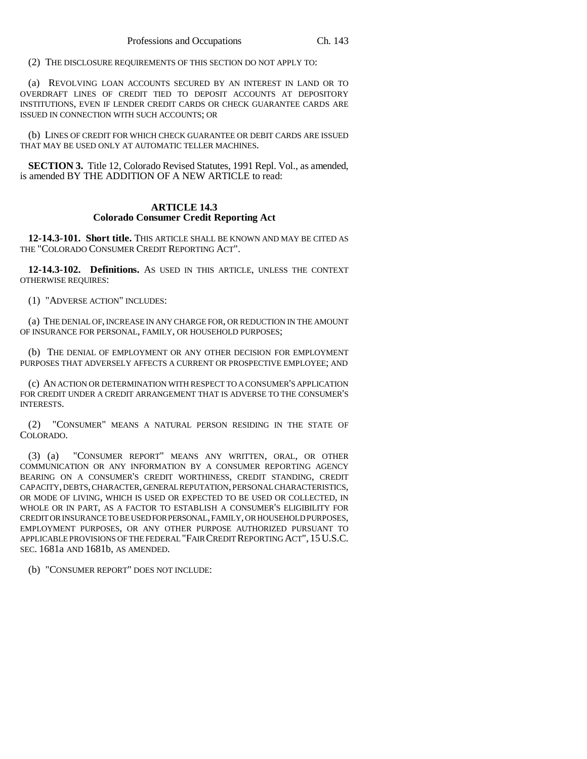(2) THE DISCLOSURE REQUIREMENTS OF THIS SECTION DO NOT APPLY TO:

(a) REVOLVING LOAN ACCOUNTS SECURED BY AN INTEREST IN LAND OR TO OVERDRAFT LINES OF CREDIT TIED TO DEPOSIT ACCOUNTS AT DEPOSITORY INSTITUTIONS, EVEN IF LENDER CREDIT CARDS OR CHECK GUARANTEE CARDS ARE ISSUED IN CONNECTION WITH SUCH ACCOUNTS; OR

(b) LINES OF CREDIT FOR WHICH CHECK GUARANTEE OR DEBIT CARDS ARE ISSUED THAT MAY BE USED ONLY AT AUTOMATIC TELLER MACHINES.

**SECTION 3.** Title 12, Colorado Revised Statutes, 1991 Repl. Vol., as amended, is amended BY THE ADDITION OF A NEW ARTICLE to read:

## ARTICLE 14.3
## Colorado Consumer Credit Reporting Act

**12-14.3-101. Short title.** THIS ARTICLE SHALL BE KNOWN AND MAY BE CITED AS THE "COLORADO CONSUMER CREDIT REPORTING ACT".

**12-14.3-102. Definitions.** AS USED IN THIS ARTICLE, UNLESS THE CONTEXT OTHERWISE REQUIRES:

(1) "ADVERSE ACTION" INCLUDES:

(a) THE DENIAL OF, INCREASE IN ANY CHARGE FOR, OR REDUCTION IN THE AMOUNT OF INSURANCE FOR PERSONAL, FAMILY, OR HOUSEHOLD PURPOSES;

(b) THE DENIAL OF EMPLOYMENT OR ANY OTHER DECISION FOR EMPLOYMENT PURPOSES THAT ADVERSELY AFFECTS A CURRENT OR PROSPECTIVE EMPLOYEE; AND

(c) AN ACTION OR DETERMINATION WITH RESPECT TO A CONSUMER'S APPLICATION FOR CREDIT UNDER A CREDIT ARRANGEMENT THAT IS ADVERSE TO THE CONSUMER'S INTERESTS.

(2) "CONSUMER" MEANS A NATURAL PERSON RESIDING IN THE STATE OF COLORADO.

(3) (a) "CONSUMER REPORT" MEANS ANY WRITTEN, ORAL, OR OTHER COMMUNICATION OR ANY INFORMATION BY A CONSUMER REPORTING AGENCY BEARING ON A CONSUMER'S CREDIT WORTHINESS, CREDIT STANDING, CREDIT CAPACITY, DEBTS, CHARACTER, GENERAL REPUTATION, PERSONAL CHARACTERISTICS, OR MODE OF LIVING, WHICH IS USED OR EXPECTED TO BE USED OR COLLECTED, IN WHOLE OR IN PART, AS A FACTOR TO ESTABLISH A CONSUMER'S ELIGIBILITY FOR CREDIT OR INSURANCE TO BE USED FOR PERSONAL, FAMILY, OR HOUSEHOLD PURPOSES, EMPLOYMENT PURPOSES, OR ANY OTHER PURPOSE AUTHORIZED PURSUANT TO APPLICABLE PROVISIONS OF THE FEDERAL "FAIR CREDIT REPORTING ACT", 15 U.S.C. SEC. 1681a AND 1681b, AS AMENDED.

(b) "CONSUMER REPORT" DOES NOT INCLUDE: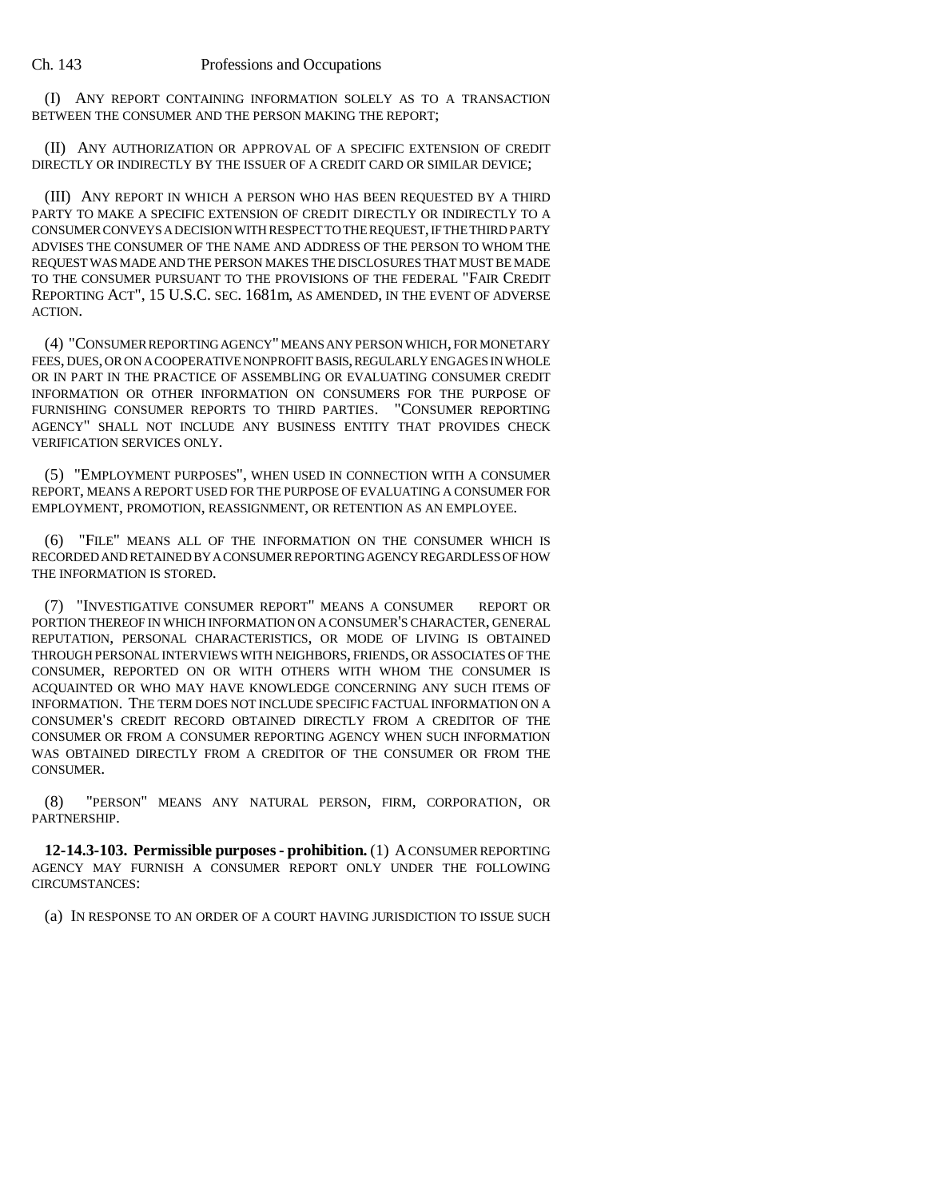(I) ANY REPORT CONTAINING INFORMATION SOLELY AS TO A TRANSACTION BETWEEN THE CONSUMER AND THE PERSON MAKING THE REPORT;

(II) ANY AUTHORIZATION OR APPROVAL OF A SPECIFIC EXTENSION OF CREDIT DIRECTLY OR INDIRECTLY BY THE ISSUER OF A CREDIT CARD OR SIMILAR DEVICE;

(III) ANY REPORT IN WHICH A PERSON WHO HAS BEEN REQUESTED BY A THIRD PARTY TO MAKE A SPECIFIC EXTENSION OF CREDIT DIRECTLY OR INDIRECTLY TO A CONSUMER CONVEYS A DECISION WITH RESPECT TO THE REQUEST, IF THE THIRD PARTY ADVISES THE CONSUMER OF THE NAME AND ADDRESS OF THE PERSON TO WHOM THE REQUEST WAS MADE AND THE PERSON MAKES THE DISCLOSURES THAT MUST BE MADE TO THE CONSUMER PURSUANT TO THE PROVISIONS OF THE FEDERAL "FAIR CREDIT REPORTING ACT", 15 U.S.C. SEC. 1681m, AS AMENDED, IN THE EVENT OF ADVERSE ACTION.

(4) "CONSUMER REPORTING AGENCY" MEANS ANY PERSON WHICH, FOR MONETARY FEES, DUES, OR ON A COOPERATIVE NONPROFIT BASIS, REGULARLY ENGAGES IN WHOLE OR IN PART IN THE PRACTICE OF ASSEMBLING OR EVALUATING CONSUMER CREDIT INFORMATION OR OTHER INFORMATION ON CONSUMERS FOR THE PURPOSE OF FURNISHING CONSUMER REPORTS TO THIRD PARTIES. "CONSUMER REPORTING AGENCY" SHALL NOT INCLUDE ANY BUSINESS ENTITY THAT PROVIDES CHECK VERIFICATION SERVICES ONLY.

(5) "EMPLOYMENT PURPOSES", WHEN USED IN CONNECTION WITH A CONSUMER REPORT, MEANS A REPORT USED FOR THE PURPOSE OF EVALUATING A CONSUMER FOR EMPLOYMENT, PROMOTION, REASSIGNMENT, OR RETENTION AS AN EMPLOYEE.

(6) "FILE" MEANS ALL OF THE INFORMATION ON THE CONSUMER WHICH IS RECORDED AND RETAINED BY A CONSUMER REPORTING AGENCY REGARDLESS OF HOW THE INFORMATION IS STORED.

(7) "INVESTIGATIVE CONSUMER REPORT" MEANS A CONSUMER REPORT OR PORTION THEREOF IN WHICH INFORMATION ON A CONSUMER'S CHARACTER, GENERAL REPUTATION, PERSONAL CHARACTERISTICS, OR MODE OF LIVING IS OBTAINED THROUGH PERSONAL INTERVIEWS WITH NEIGHBORS, FRIENDS, OR ASSOCIATES OF THE CONSUMER, REPORTED ON OR WITH OTHERS WITH WHOM THE CONSUMER IS ACQUAINTED OR WHO MAY HAVE KNOWLEDGE CONCERNING ANY SUCH ITEMS OF INFORMATION. THE TERM DOES NOT INCLUDE SPECIFIC FACTUAL INFORMATION ON A CONSUMER'S CREDIT RECORD OBTAINED DIRECTLY FROM A CREDITOR OF THE CONSUMER OR FROM A CONSUMER REPORTING AGENCY WHEN SUCH INFORMATION WAS OBTAINED DIRECTLY FROM A CREDITOR OF THE CONSUMER OR FROM THE CONSUMER.

(8) "PERSON" MEANS ANY NATURAL PERSON, FIRM, CORPORATION, OR PARTNERSHIP.

**12-14.3-103. Permissible purposes - prohibition.** (1) A CONSUMER REPORTING AGENCY MAY FURNISH A CONSUMER REPORT ONLY UNDER THE FOLLOWING CIRCUMSTANCES:

(a) IN RESPONSE TO AN ORDER OF A COURT HAVING JURISDICTION TO ISSUE SUCH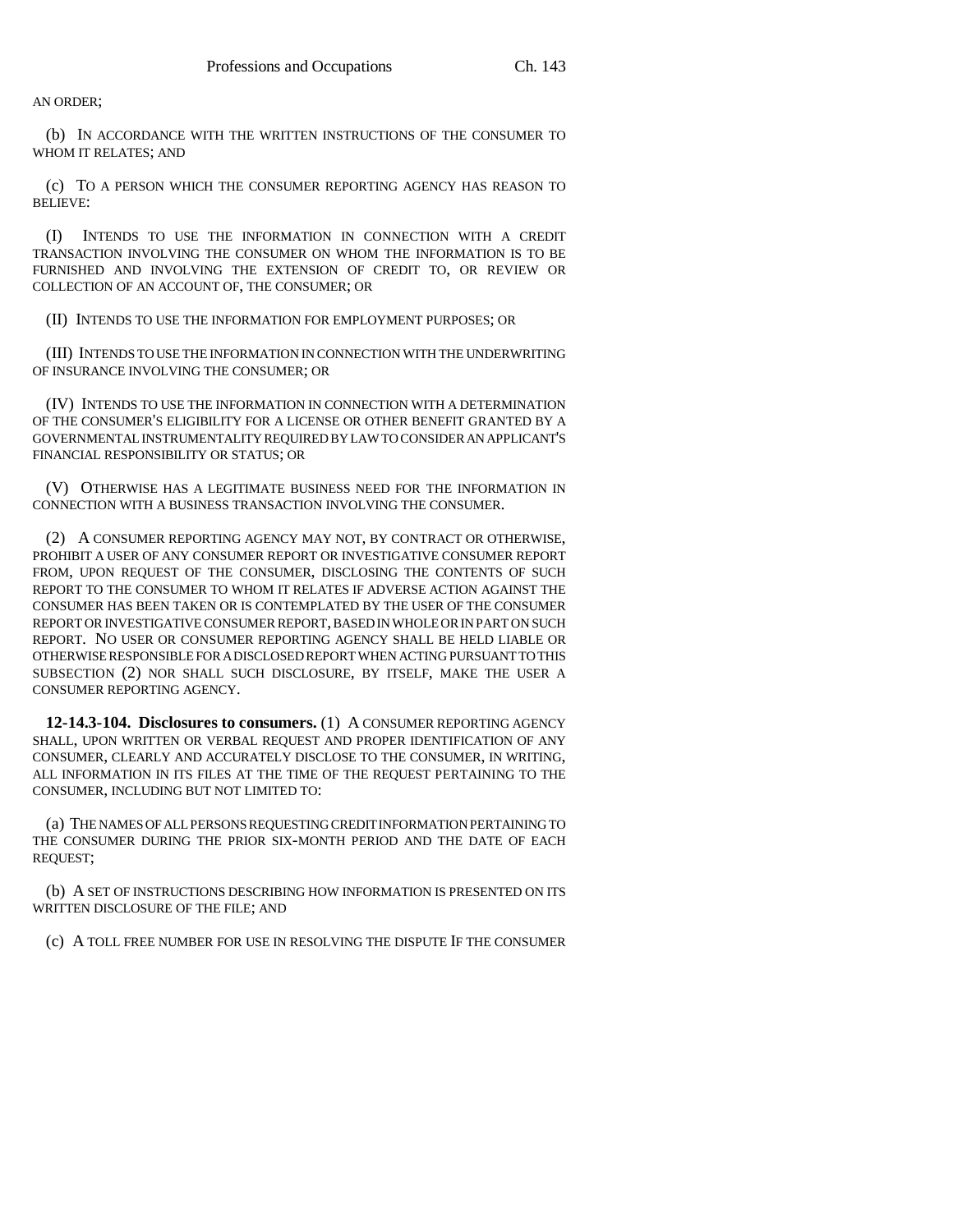AN ORDER;

(b) IN ACCORDANCE WITH THE WRITTEN INSTRUCTIONS OF THE CONSUMER TO WHOM IT RELATES; AND

(c) TO A PERSON WHICH THE CONSUMER REPORTING AGENCY HAS REASON TO BELIEVE:

(I) INTENDS TO USE THE INFORMATION IN CONNECTION WITH A CREDIT TRANSACTION INVOLVING THE CONSUMER ON WHOM THE INFORMATION IS TO BE FURNISHED AND INVOLVING THE EXTENSION OF CREDIT TO, OR REVIEW OR COLLECTION OF AN ACCOUNT OF, THE CONSUMER; OR

(II) INTENDS TO USE THE INFORMATION FOR EMPLOYMENT PURPOSES; OR

(III) INTENDS TO USE THE INFORMATION IN CONNECTION WITH THE UNDERWRITING OF INSURANCE INVOLVING THE CONSUMER; OR

(IV) INTENDS TO USE THE INFORMATION IN CONNECTION WITH A DETERMINATION OF THE CONSUMER'S ELIGIBILITY FOR A LICENSE OR OTHER BENEFIT GRANTED BY A GOVERNMENTAL INSTRUMENTALITY REQUIRED BY LAW TO CONSIDER AN APPLICANT'S FINANCIAL RESPONSIBILITY OR STATUS; OR

(V) OTHERWISE HAS A LEGITIMATE BUSINESS NEED FOR THE INFORMATION IN CONNECTION WITH A BUSINESS TRANSACTION INVOLVING THE CONSUMER.

(2) A CONSUMER REPORTING AGENCY MAY NOT, BY CONTRACT OR OTHERWISE, PROHIBIT A USER OF ANY CONSUMER REPORT OR INVESTIGATIVE CONSUMER REPORT FROM, UPON REQUEST OF THE CONSUMER, DISCLOSING THE CONTENTS OF SUCH REPORT TO THE CONSUMER TO WHOM IT RELATES IF ADVERSE ACTION AGAINST THE CONSUMER HAS BEEN TAKEN OR IS CONTEMPLATED BY THE USER OF THE CONSUMER REPORT OR INVESTIGATIVE CONSUMER REPORT, BASED IN WHOLE OR IN PART ON SUCH REPORT. NO USER OR CONSUMER REPORTING AGENCY SHALL BE HELD LIABLE OR OTHERWISE RESPONSIBLE FOR A DISCLOSED REPORT WHEN ACTING PURSUANT TO THIS SUBSECTION (2) NOR SHALL SUCH DISCLOSURE, BY ITSELF, MAKE THE USER A CONSUMER REPORTING AGENCY.

**12-14.3-104. Disclosures to consumers.** (1) A CONSUMER REPORTING AGENCY SHALL, UPON WRITTEN OR VERBAL REQUEST AND PROPER IDENTIFICATION OF ANY CONSUMER, CLEARLY AND ACCURATELY DISCLOSE TO THE CONSUMER, IN WRITING, ALL INFORMATION IN ITS FILES AT THE TIME OF THE REQUEST PERTAINING TO THE CONSUMER, INCLUDING BUT NOT LIMITED TO:

(a) THE NAMES OF ALL PERSONS REQUESTING CREDIT INFORMATION PERTAINING TO THE CONSUMER DURING THE PRIOR SIX-MONTH PERIOD AND THE DATE OF EACH REQUEST;

(b) A SET OF INSTRUCTIONS DESCRIBING HOW INFORMATION IS PRESENTED ON ITS WRITTEN DISCLOSURE OF THE FILE; AND

(c) A TOLL FREE NUMBER FOR USE IN RESOLVING THE DISPUTE IF THE CONSUMER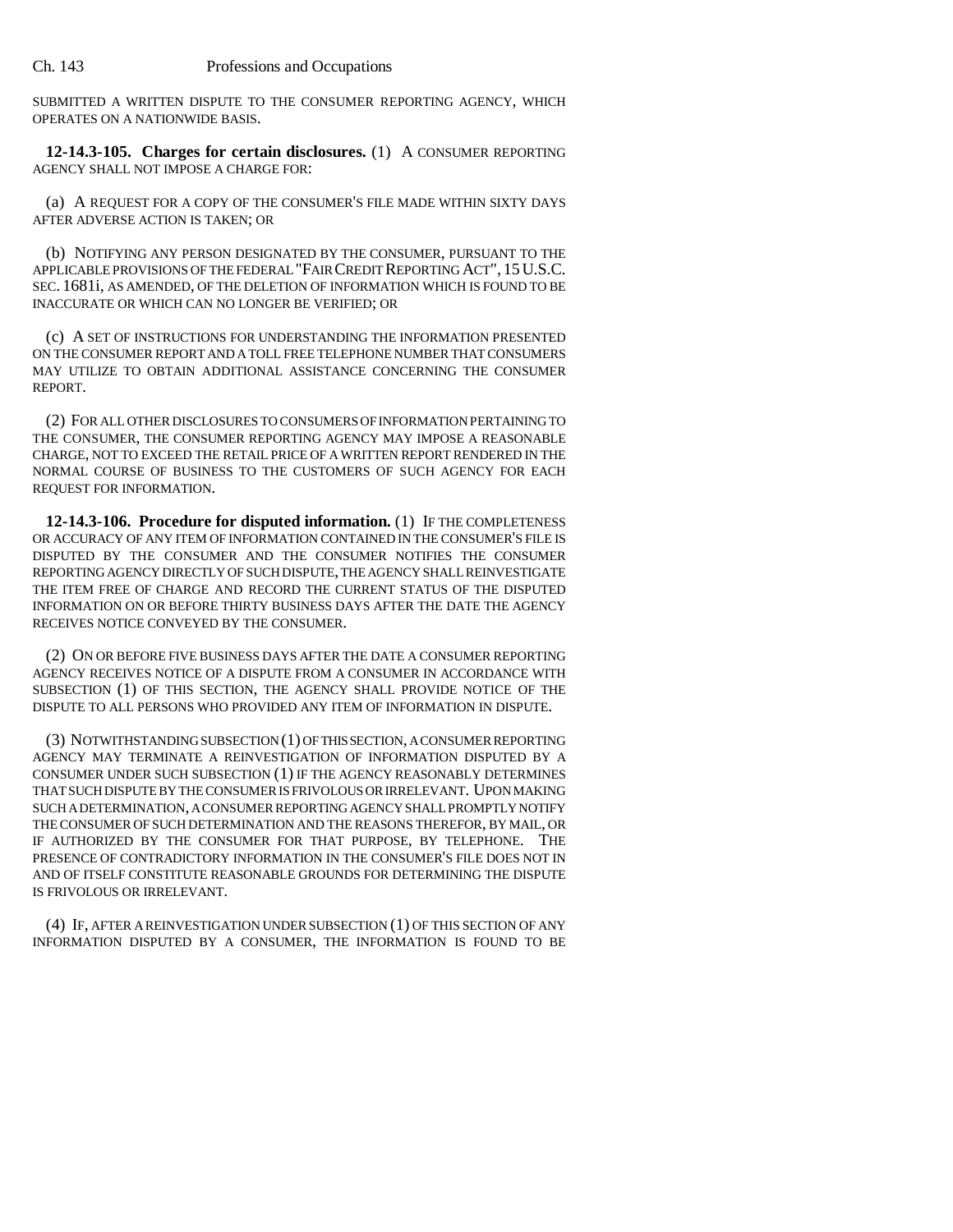SUBMITTED A WRITTEN DISPUTE TO THE CONSUMER REPORTING AGENCY, WHICH OPERATES ON A NATIONWIDE BASIS.

**12-14.3-105. Charges for certain disclosures.** (1) A CONSUMER REPORTING AGENCY SHALL NOT IMPOSE A CHARGE FOR:

(a) A REQUEST FOR A COPY OF THE CONSUMER'S FILE MADE WITHIN SIXTY DAYS AFTER ADVERSE ACTION IS TAKEN; OR

(b) NOTIFYING ANY PERSON DESIGNATED BY THE CONSUMER, PURSUANT TO THE APPLICABLE PROVISIONS OF THE FEDERAL "FAIR CREDIT REPORTING ACT", 15 U.S.C. SEC. 1681i, AS AMENDED, OF THE DELETION OF INFORMATION WHICH IS FOUND TO BE INACCURATE OR WHICH CAN NO LONGER BE VERIFIED; OR

(c) A SET OF INSTRUCTIONS FOR UNDERSTANDING THE INFORMATION PRESENTED ON THE CONSUMER REPORT AND A TOLL FREE TELEPHONE NUMBER THAT CONSUMERS MAY UTILIZE TO OBTAIN ADDITIONAL ASSISTANCE CONCERNING THE CONSUMER REPORT.

(2) FOR ALL OTHER DISCLOSURES TO CONSUMERS OF INFORMATION PERTAINING TO THE CONSUMER, THE CONSUMER REPORTING AGENCY MAY IMPOSE A REASONABLE CHARGE, NOT TO EXCEED THE RETAIL PRICE OF A WRITTEN REPORT RENDERED IN THE NORMAL COURSE OF BUSINESS TO THE CUSTOMERS OF SUCH AGENCY FOR EACH REQUEST FOR INFORMATION.

**12-14.3-106. Procedure for disputed information.** (1) IF THE COMPLETENESS OR ACCURACY OF ANY ITEM OF INFORMATION CONTAINED IN THE CONSUMER'S FILE IS DISPUTED BY THE CONSUMER AND THE CONSUMER NOTIFIES THE CONSUMER REPORTING AGENCY DIRECTLY OF SUCH DISPUTE, THE AGENCY SHALL REINVESTIGATE THE ITEM FREE OF CHARGE AND RECORD THE CURRENT STATUS OF THE DISPUTED INFORMATION ON OR BEFORE THIRTY BUSINESS DAYS AFTER THE DATE THE AGENCY RECEIVES NOTICE CONVEYED BY THE CONSUMER.

(2) ON OR BEFORE FIVE BUSINESS DAYS AFTER THE DATE A CONSUMER REPORTING AGENCY RECEIVES NOTICE OF A DISPUTE FROM A CONSUMER IN ACCORDANCE WITH SUBSECTION (1) OF THIS SECTION, THE AGENCY SHALL PROVIDE NOTICE OF THE DISPUTE TO ALL PERSONS WHO PROVIDED ANY ITEM OF INFORMATION IN DISPUTE.

(3) NOTWITHSTANDING SUBSECTION (1) OF THIS SECTION, A CONSUMER REPORTING AGENCY MAY TERMINATE A REINVESTIGATION OF INFORMATION DISPUTED BY A CONSUMER UNDER SUCH SUBSECTION (1) IF THE AGENCY REASONABLY DETERMINES THAT SUCH DISPUTE BY THE CONSUMER IS FRIVOLOUS OR IRRELEVANT. UPON MAKING SUCH A DETERMINATION, A CONSUMER REPORTING AGENCY SHALL PROMPTLY NOTIFY THE CONSUMER OF SUCH DETERMINATION AND THE REASONS THEREFOR, BY MAIL, OR IF AUTHORIZED BY THE CONSUMER FOR THAT PURPOSE, BY TELEPHONE. THE PRESENCE OF CONTRADICTORY INFORMATION IN THE CONSUMER'S FILE DOES NOT IN AND OF ITSELF CONSTITUTE REASONABLE GROUNDS FOR DETERMINING THE DISPUTE IS FRIVOLOUS OR IRRELEVANT.

(4) IF, AFTER A REINVESTIGATION UNDER SUBSECTION (1) OF THIS SECTION OF ANY INFORMATION DISPUTED BY A CONSUMER, THE INFORMATION IS FOUND TO BE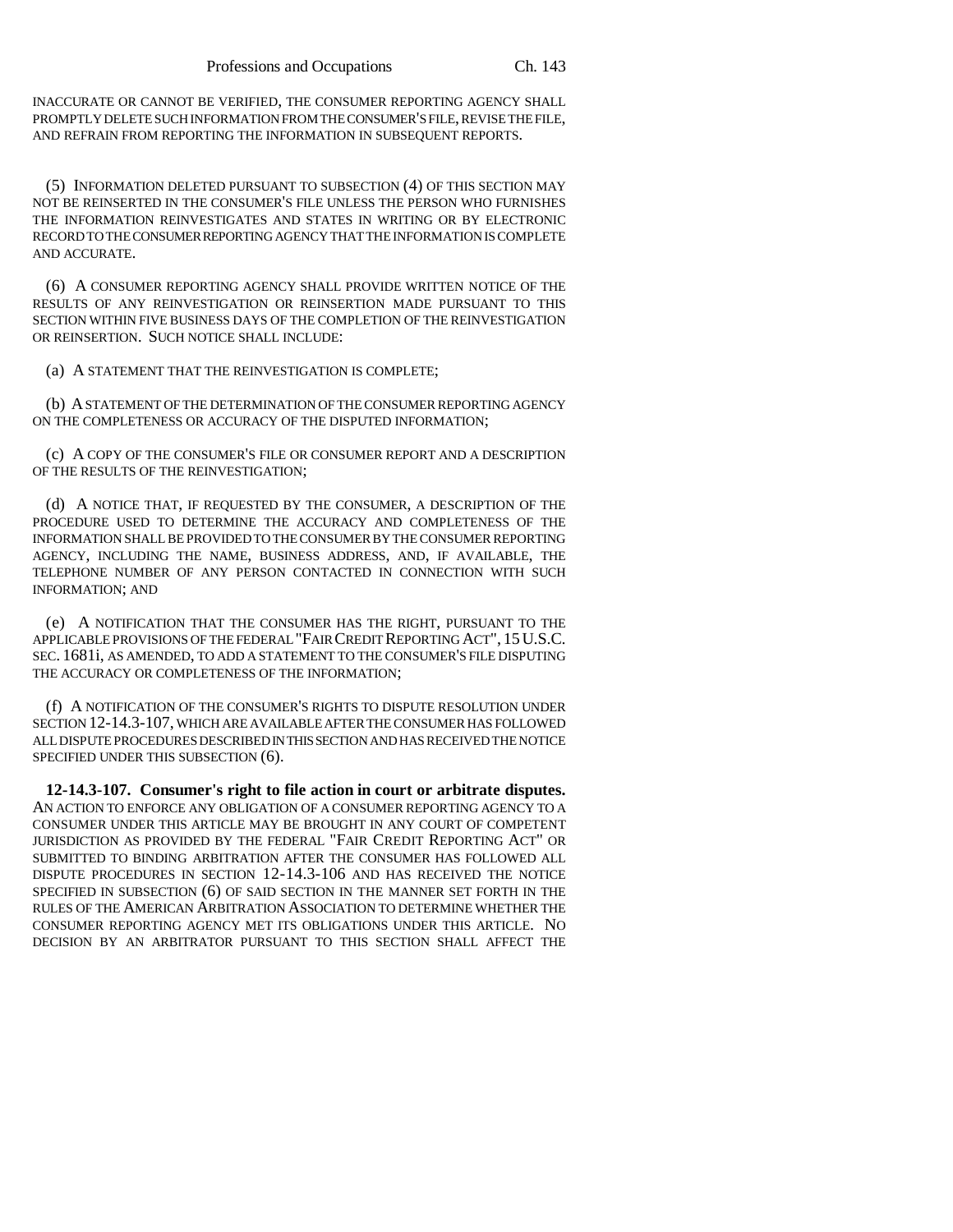INACCURATE OR CANNOT BE VERIFIED, THE CONSUMER REPORTING AGENCY SHALL PROMPTLY DELETE SUCH INFORMATION FROM THE CONSUMER'S FILE, REVISE THE FILE, AND REFRAIN FROM REPORTING THE INFORMATION IN SUBSEQUENT REPORTS.

(5) INFORMATION DELETED PURSUANT TO SUBSECTION (4) OF THIS SECTION MAY NOT BE REINSERTED IN THE CONSUMER'S FILE UNLESS THE PERSON WHO FURNISHES THE INFORMATION REINVESTIGATES AND STATES IN WRITING OR BY ELECTRONIC RECORD TO THE CONSUMER REPORTING AGENCY THAT THE INFORMATION IS COMPLETE AND ACCURATE.

(6) A CONSUMER REPORTING AGENCY SHALL PROVIDE WRITTEN NOTICE OF THE RESULTS OF ANY REINVESTIGATION OR REINSERTION MADE PURSUANT TO THIS SECTION WITHIN FIVE BUSINESS DAYS OF THE COMPLETION OF THE REINVESTIGATION OR REINSERTION. SUCH NOTICE SHALL INCLUDE:

(a) A STATEMENT THAT THE REINVESTIGATION IS COMPLETE;

(b) A STATEMENT OF THE DETERMINATION OF THE CONSUMER REPORTING AGENCY ON THE COMPLETENESS OR ACCURACY OF THE DISPUTED INFORMATION;

(c) A COPY OF THE CONSUMER'S FILE OR CONSUMER REPORT AND A DESCRIPTION OF THE RESULTS OF THE REINVESTIGATION;

(d) A NOTICE THAT, IF REQUESTED BY THE CONSUMER, A DESCRIPTION OF THE PROCEDURE USED TO DETERMINE THE ACCURACY AND COMPLETENESS OF THE INFORMATION SHALL BE PROVIDED TO THE CONSUMER BY THE CONSUMER REPORTING AGENCY, INCLUDING THE NAME, BUSINESS ADDRESS, AND, IF AVAILABLE, THE TELEPHONE NUMBER OF ANY PERSON CONTACTED IN CONNECTION WITH SUCH INFORMATION; AND

(e) A NOTIFICATION THAT THE CONSUMER HAS THE RIGHT, PURSUANT TO THE APPLICABLE PROVISIONS OF THE FEDERAL "FAIR CREDIT REPORTING ACT", 15 U.S.C. SEC. 1681i, AS AMENDED, TO ADD A STATEMENT TO THE CONSUMER'S FILE DISPUTING THE ACCURACY OR COMPLETENESS OF THE INFORMATION;

(f) A NOTIFICATION OF THE CONSUMER'S RIGHTS TO DISPUTE RESOLUTION UNDER SECTION 12-14.3-107, WHICH ARE AVAILABLE AFTER THE CONSUMER HAS FOLLOWED ALL DISPUTE PROCEDURES DESCRIBED IN THIS SECTION AND HAS RECEIVED THE NOTICE SPECIFIED UNDER THIS SUBSECTION (6).

**12-14.3-107. Consumer's right to file action in court or arbitrate disputes.** AN ACTION TO ENFORCE ANY OBLIGATION OF A CONSUMER REPORTING AGENCY TO A CONSUMER UNDER THIS ARTICLE MAY BE BROUGHT IN ANY COURT OF COMPETENT JURISDICTION AS PROVIDED BY THE FEDERAL "FAIR CREDIT REPORTING ACT" OR SUBMITTED TO BINDING ARBITRATION AFTER THE CONSUMER HAS FOLLOWED ALL DISPUTE PROCEDURES IN SECTION 12-14.3-106 AND HAS RECEIVED THE NOTICE SPECIFIED IN SUBSECTION (6) OF SAID SECTION IN THE MANNER SET FORTH IN THE RULES OF THE AMERICAN ARBITRATION ASSOCIATION TO DETERMINE WHETHER THE CONSUMER REPORTING AGENCY MET ITS OBLIGATIONS UNDER THIS ARTICLE. NO DECISION BY AN ARBITRATOR PURSUANT TO THIS SECTION SHALL AFFECT THE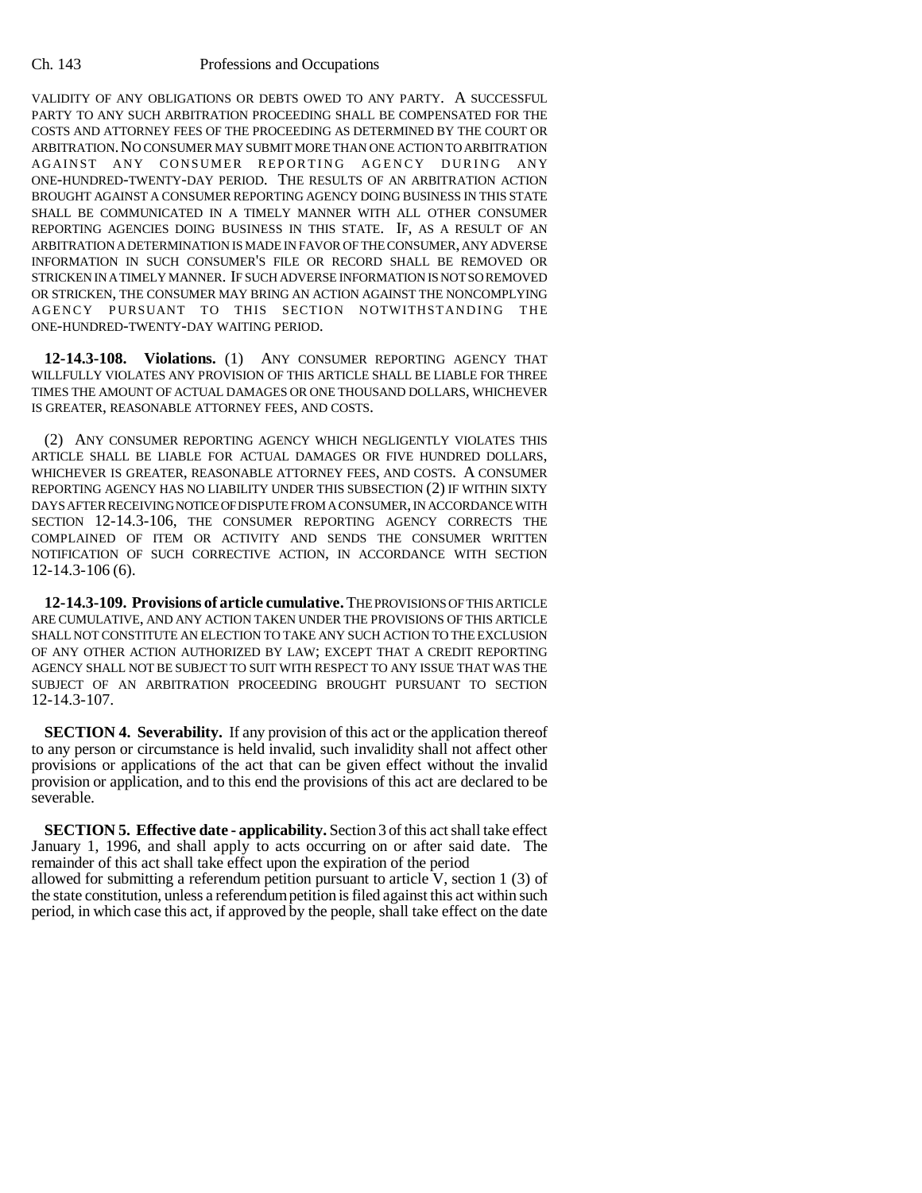VALIDITY OF ANY OBLIGATIONS OR DEBTS OWED TO ANY PARTY. A SUCCESSFUL PARTY TO ANY SUCH ARBITRATION PROCEEDING SHALL BE COMPENSATED FOR THE COSTS AND ATTORNEY FEES OF THE PROCEEDING AS DETERMINED BY THE COURT OR ARBITRATION. NO CONSUMER MAY SUBMIT MORE THAN ONE ACTION TO ARBITRATION AGAINST ANY CONSUMER REPORTING AGENCY DURING ANY ONE-HUNDRED-TWENTY-DAY PERIOD. THE RESULTS OF AN ARBITRATION ACTION BROUGHT AGAINST A CONSUMER REPORTING AGENCY DOING BUSINESS IN THIS STATE SHALL BE COMMUNICATED IN A TIMELY MANNER WITH ALL OTHER CONSUMER REPORTING AGENCIES DOING BUSINESS IN THIS STATE. IF, AS A RESULT OF AN ARBITRATION A DETERMINATION IS MADE IN FAVOR OF THE CONSUMER, ANY ADVERSE INFORMATION IN SUCH CONSUMER'S FILE OR RECORD SHALL BE REMOVED OR STRICKEN IN A TIMELY MANNER. IF SUCH ADVERSE INFORMATION IS NOT SO REMOVED OR STRICKEN, THE CONSUMER MAY BRING AN ACTION AGAINST THE NONCOMPLYING AGENCY PURSUANT TO THIS SECTION NOTWITHSTANDING THE ONE-HUNDRED-TWENTY-DAY WAITING PERIOD.

**12-14.3-108. Violations.** (1) ANY CONSUMER REPORTING AGENCY THAT WILLFULLY VIOLATES ANY PROVISION OF THIS ARTICLE SHALL BE LIABLE FOR THREE TIMES THE AMOUNT OF ACTUAL DAMAGES OR ONE THOUSAND DOLLARS, WHICHEVER IS GREATER, REASONABLE ATTORNEY FEES, AND COSTS.

(2) ANY CONSUMER REPORTING AGENCY WHICH NEGLIGENTLY VIOLATES THIS ARTICLE SHALL BE LIABLE FOR ACTUAL DAMAGES OR FIVE HUNDRED DOLLARS, WHICHEVER IS GREATER, REASONABLE ATTORNEY FEES, AND COSTS. A CONSUMER REPORTING AGENCY HAS NO LIABILITY UNDER THIS SUBSECTION (2) IF WITHIN SIXTY DAYS AFTER RECEIVING NOTICE OF DISPUTE FROM A CONSUMER, IN ACCORDANCE WITH SECTION 12-14.3-106, THE CONSUMER REPORTING AGENCY CORRECTS THE COMPLAINED OF ITEM OR ACTIVITY AND SENDS THE CONSUMER WRITTEN NOTIFICATION OF SUCH CORRECTIVE ACTION, IN ACCORDANCE WITH SECTION 12-14.3-106 (6).

**12-14.3-109. Provisions of article cumulative.** THE PROVISIONS OF THIS ARTICLE ARE CUMULATIVE, AND ANY ACTION TAKEN UNDER THE PROVISIONS OF THIS ARTICLE SHALL NOT CONSTITUTE AN ELECTION TO TAKE ANY SUCH ACTION TO THE EXCLUSION OF ANY OTHER ACTION AUTHORIZED BY LAW; EXCEPT THAT A CREDIT REPORTING AGENCY SHALL NOT BE SUBJECT TO SUIT WITH RESPECT TO ANY ISSUE THAT WAS THE SUBJECT OF AN ARBITRATION PROCEEDING BROUGHT PURSUANT TO SECTION 12-14.3-107.

**SECTION 4. Severability.** If any provision of this act or the application thereof to any person or circumstance is held invalid, such invalidity shall not affect other provisions or applications of the act that can be given effect without the invalid provision or application, and to this end the provisions of this act are declared to be severable.

**SECTION 5. Effective date - applicability.** Section 3 of this act shall take effect January 1, 1996, and shall apply to acts occurring on or after said date. The remainder of this act shall take effect upon the expiration of the period allowed for submitting a referendum petition pursuant to article V, section 1 (3) of the state constitution, unless a referendum petition is filed against this act within such period, in which case this act, if approved by the people, shall take effect on the date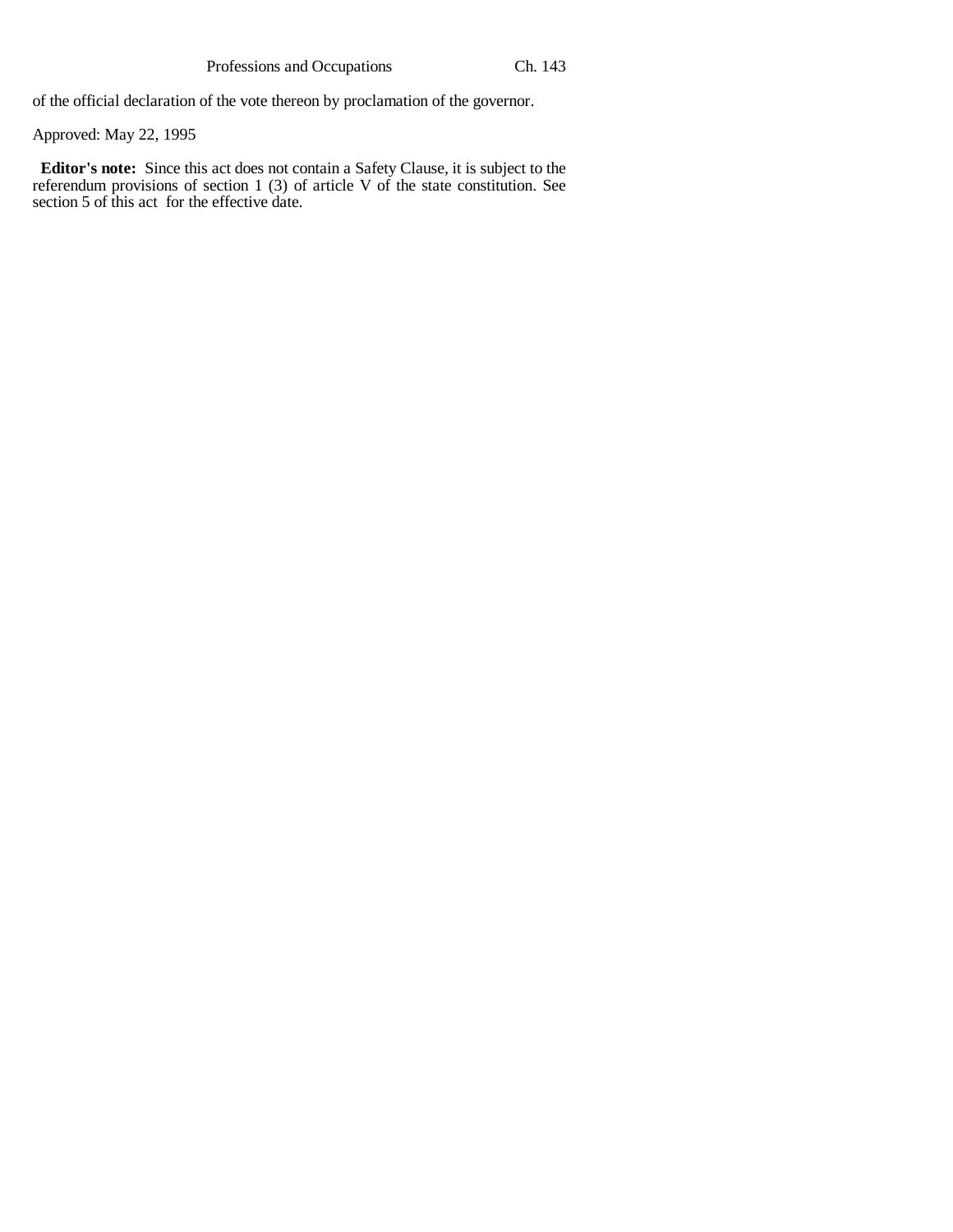of the official declaration of the vote thereon by proclamation of the governor.

Approved: May 22, 1995

**Editor's note:** Since this act does not contain a Safety Clause, it is subject to the referendum provisions of section 1 (3) of article V of the state constitution. See section 5 of this act for the effective date.